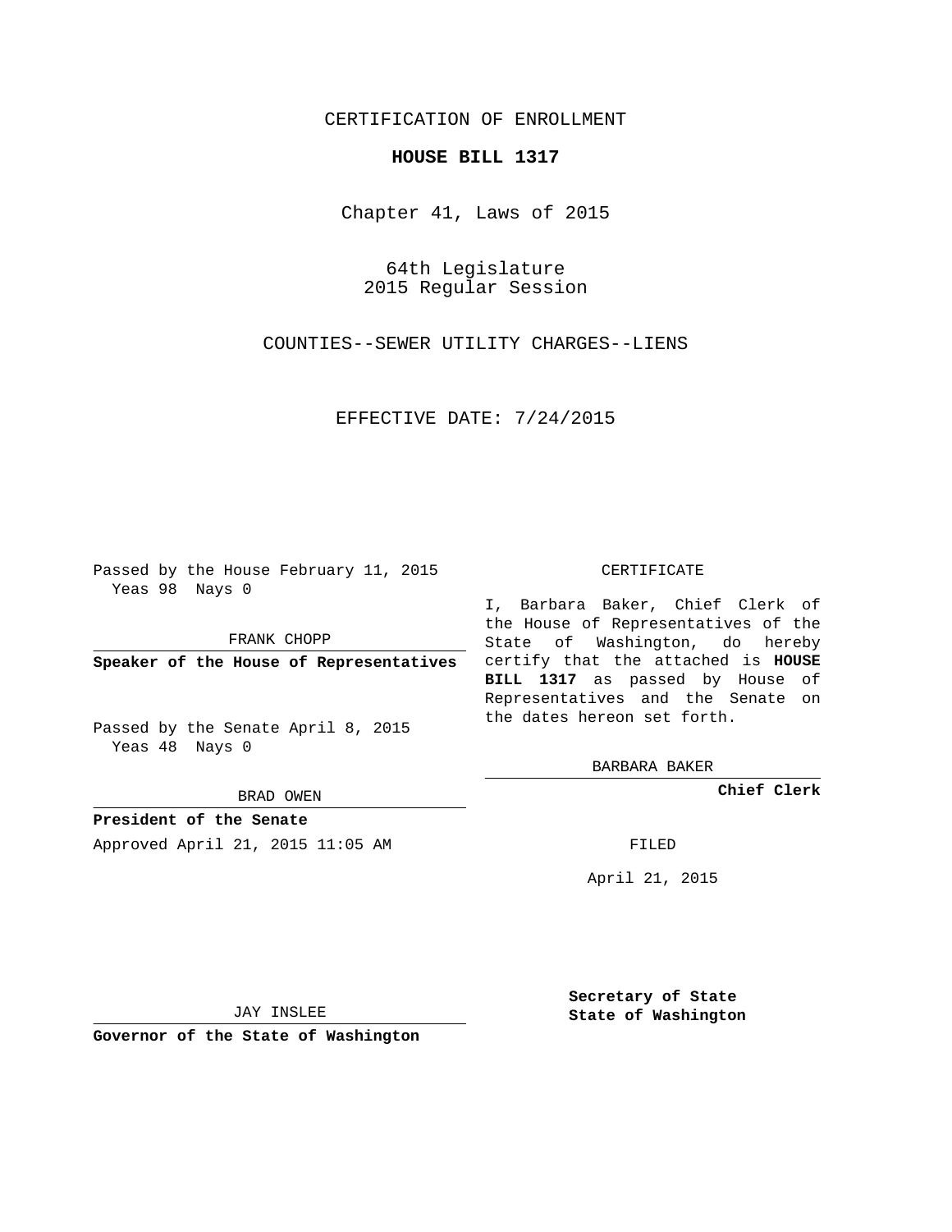CERTIFICATION OF ENROLLMENT

# HOUSE BILL 1317

Chapter 41, Laws of 2015

64th Legislature
2015 Regular Session

COUNTIES--SEWER UTILITY CHARGES--LIENS

EFFECTIVE DATE: 7/24/2015

Passed by the House February 11, 2015
Yeas 98 Nays 0

FRANK CHOPP

**Speaker of the House of Representatives**

Passed by the Senate April 8, 2015
Yeas 48 Nays 0

BRAD OWEN

**President of the Senate**

Approved April 21, 2015 11:05 AM

JAY INSLEE

**Governor of the State of Washington**

CERTIFICATE

I, Barbara Baker, Chief Clerk of the House of Representatives of the State of Washington, do hereby certify that the attached is **HOUSE BILL 1317** as passed by House of Representatives and the Senate on the dates hereon set forth.

BARBARA BAKER

**Chief Clerk**

FILED

April 21, 2015

**Secretary of State**
**State of Washington**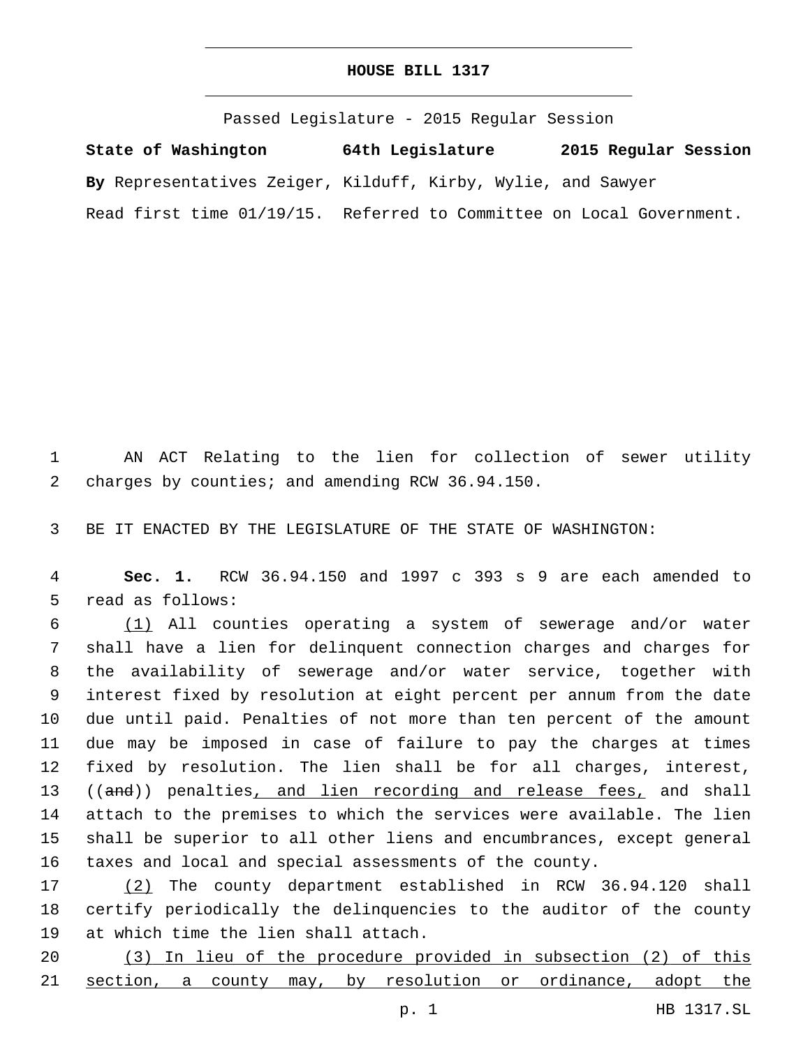# HOUSE BILL 1317

Passed Legislature - 2015 Regular Session

**State of Washington 64th Legislature 2015 Regular Session**

**By** Representatives Zeiger, Kilduff, Kirby, Wylie, and Sawyer

Read first time 01/19/15. Referred to Committee on Local Government.

AN ACT Relating to the lien for collection of sewer utility charges by counties; and amending RCW 36.94.150.

BE IT ENACTED BY THE LEGISLATURE OF THE STATE OF WASHINGTON:

**Sec. 1.** RCW 36.94.150 and 1997 c 393 s 9 are each amended to read as follows:

(1) All counties operating a system of sewerage and/or water shall have a lien for delinquent connection charges and charges for the availability of sewerage and/or water service, together with interest fixed by resolution at eight percent per annum from the date due until paid. Penalties of not more than ten percent of the amount due may be imposed in case of failure to pay the charges at times fixed by resolution. The lien shall be for all charges, interest, ((and)) penalties, and lien recording and release fees, and shall attach to the premises to which the services were available. The lien shall be superior to all other liens and encumbrances, except general taxes and local and special assessments of the county.

(2) The county department established in RCW 36.94.120 shall certify periodically the delinquencies to the auditor of the county at which time the lien shall attach.

(3) In lieu of the procedure provided in subsection (2) of this section, a county may, by resolution or ordinance, adopt the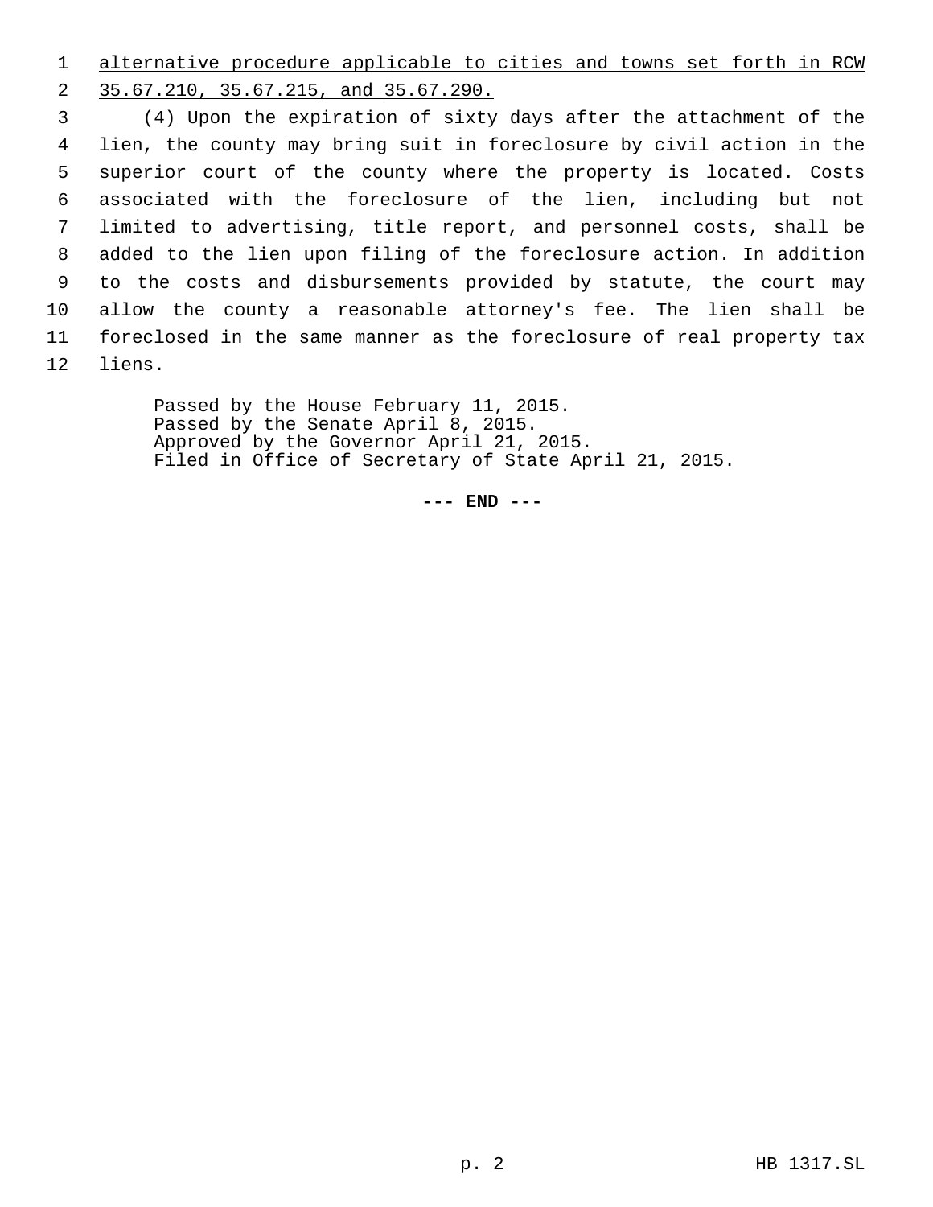alternative procedure applicable to cities and towns set forth in RCW 35.67.210, 35.67.215, and 35.67.290.

(4) Upon the expiration of sixty days after the attachment of the lien, the county may bring suit in foreclosure by civil action in the superior court of the county where the property is located. Costs associated with the foreclosure of the lien, including but not limited to advertising, title report, and personnel costs, shall be added to the lien upon filing of the foreclosure action. In addition to the costs and disbursements provided by statute, the court may allow the county a reasonable attorney's fee. The lien shall be foreclosed in the same manner as the foreclosure of real property tax liens.

Passed by the House February 11, 2015.
Passed by the Senate April 8, 2015.
Approved by the Governor April 21, 2015.
Filed in Office of Secretary of State April 21, 2015.

**--- END ---**